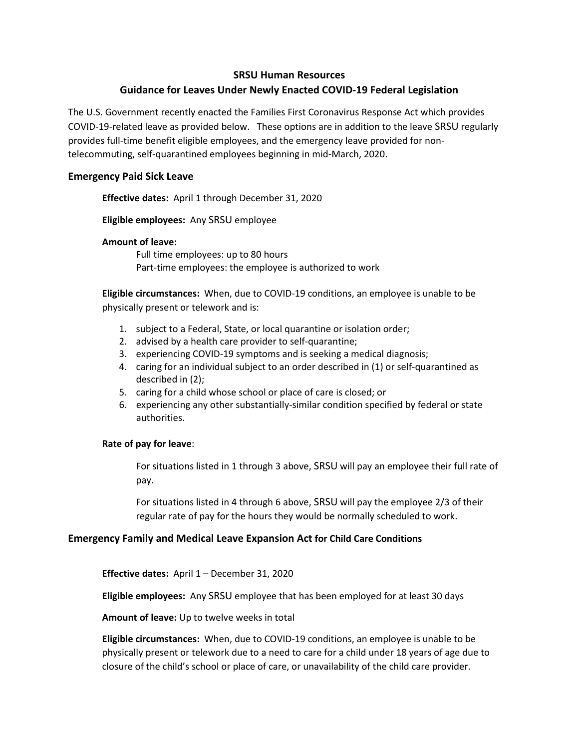# SRSU Human Resources
## Guidance for Leaves Under Newly Enacted COVID-19 Federal Legislation

The U.S. Government recently enacted the Families First Coronavirus Response Act which provides COVID-19-related leave as provided below. These options are in addition to the leave SRSU regularly provides full-time benefit eligible employees, and the emergency leave provided for non-telecommuting, self-quarantined employees beginning in mid-March, 2020.

### Emergency Paid Sick Leave

**Effective dates:** April 1 through December 31, 2020

**Eligible employees:** Any SRSU employee

**Amount of leave:**

Full time employees: up to 80 hours
Part-time employees: the employee is authorized to work

**Eligible circumstances:** When, due to COVID-19 conditions, an employee is unable to be physically present or telework and is:

1. subject to a Federal, State, or local quarantine or isolation order;
2. advised by a health care provider to self-quarantine;
3. experiencing COVID-19 symptoms and is seeking a medical diagnosis;
4. caring for an individual subject to an order described in (1) or self-quarantined as described in (2);
5. caring for a child whose school or place of care is closed; or
6. experiencing any other substantially-similar condition specified by federal or state authorities.

**Rate of pay for leave**:

For situations listed in 1 through 3 above, SRSU will pay an employee their full rate of pay.

For situations listed in 4 through 6 above, SRSU will pay the employee 2/3 of their regular rate of pay for the hours they would be normally scheduled to work.

### Emergency Family and Medical Leave Expansion Act for Child Care Conditions

**Effective dates:** April 1 – December 31, 2020

**Eligible employees:** Any SRSU employee that has been employed for at least 30 days

**Amount of leave:** Up to twelve weeks in total

**Eligible circumstances:** When, due to COVID-19 conditions, an employee is unable to be physically present or telework due to a need to care for a child under 18 years of age due to closure of the child's school or place of care, or unavailability of the child care provider.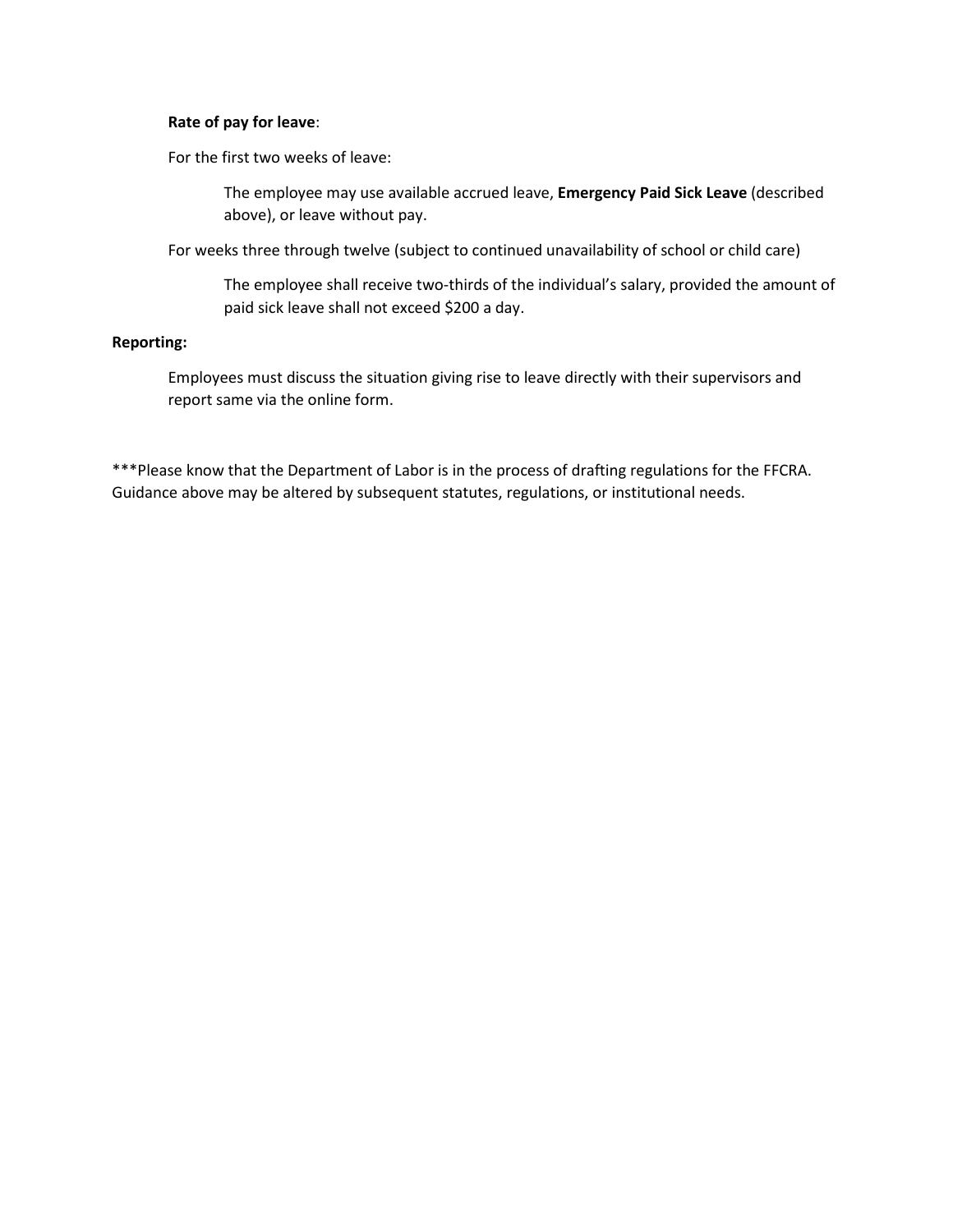**Rate of pay for leave**:

For the first two weeks of leave:

> The employee may use available accrued leave, **Emergency Paid Sick Leave** (described above), or leave without pay.

For weeks three through twelve (subject to continued unavailability of school or child care)

> The employee shall receive two-thirds of the individual's salary, provided the amount of paid sick leave shall not exceed $200 a day.

**Reporting:**

Employees must discuss the situation giving rise to leave directly with their supervisors and report same via the online form.

***Please know that the Department of Labor is in the process of drafting regulations for the FFCRA. Guidance above may be altered by subsequent statutes, regulations, or institutional needs.